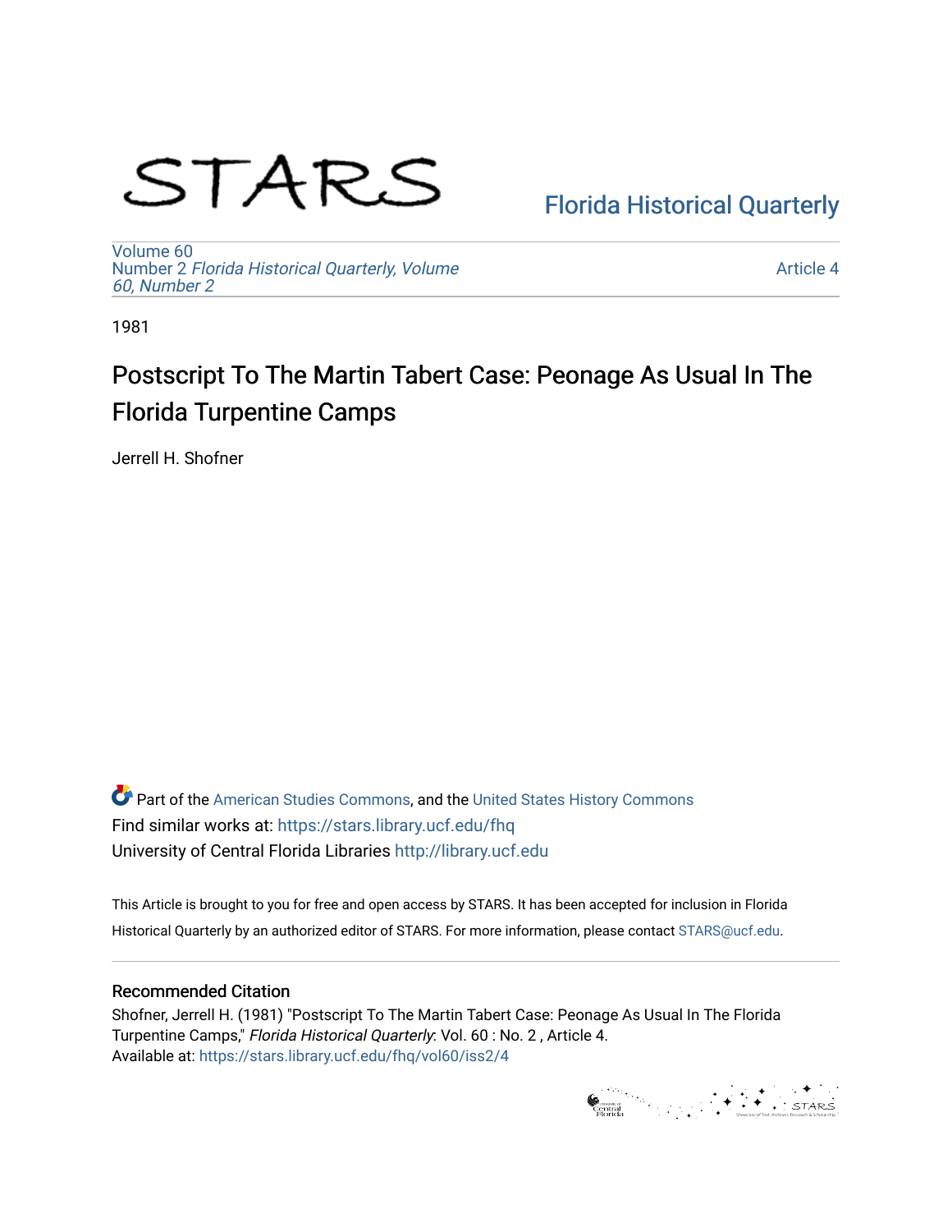STARS

Florida Historical Quarterly

Volume 60
Number 2 *Florida Historical Quarterly, Volume 60, Number 2*

Article 4

1981

# Postscript To The Martin Tabert Case: Peonage As Usual In The Florida Turpentine Camps

Jerrell H. Shofner

Part of the American Studies Commons, and the United States History Commons
Find similar works at: https://stars.library.ucf.edu/fhq
University of Central Florida Libraries http://library.ucf.edu

This Article is brought to you for free and open access by STARS. It has been accepted for inclusion in Florida Historical Quarterly by an authorized editor of STARS. For more information, please contact STARS@ucf.edu.

## Recommended Citation

Shofner, Jerrell H. (1981) "Postscript To The Martin Tabert Case: Peonage As Usual In The Florida Turpentine Camps," *Florida Historical Quarterly*: Vol. 60 : No. 2 , Article 4.
Available at: https://stars.library.ucf.edu/fhq/vol60/iss2/4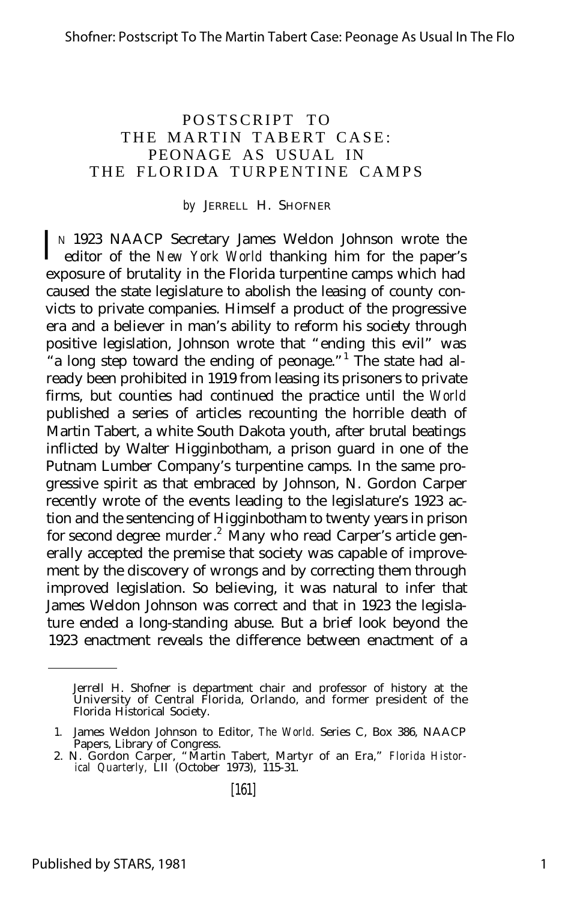# POSTSCRIPT TO THE MARTIN TABERT CASE: PEONAGE AS USUAL IN THE FLORIDA TURPENTINE CAMPS

*by* JERRELL H. SHOFNER

IN 1923 NAACP Secretary James Weldon Johnson wrote the editor of the *New York World* thanking him for the paper's exposure of brutality in the Florida turpentine camps which had caused the state legislature to abolish the leasing of county convicts to private companies. Himself a product of the progressive era and a believer in man's ability to reform his society through positive legislation, Johnson wrote that "ending this evil" was "a long step toward the ending of peonage."[1] The state had already been prohibited in 1919 from leasing its prisoners to private firms, but counties had continued the practice until the *World* published a series of articles recounting the horrible death of Martin Tabert, a white South Dakota youth, after brutal beatings inflicted by Walter Higginbotham, a prison guard in one of the Putnam Lumber Company's turpentine camps. In the same progressive spirit as that embraced by Johnson, N. Gordon Carper recently wrote of the events leading to the legislature's 1923 action and the sentencing of Higginbotham to twenty years in prison for second degree murder.[2] Many who read Carper's article generally accepted the premise that society was capable of improvement by the discovery of wrongs and by correcting them through improved legislation. So believing, it was natural to infer that James Weldon Johnson was correct and that in 1923 the legislature ended a long-standing abuse. But a brief look beyond the 1923 enactment reveals the difference between enactment of a

---

Jerrell H. Shofner is department chair and professor of history at the University of Central Florida, Orlando, and former president of the Florida Historical Society.

1. James Weldon Johnson to Editor, *The World.* Series C, Box 386, NAACP Papers, Library of Congress.
2. N. Gordon Carper, "Martin Tabert, Martyr of an Era," *Florida Historical Quarterly,* LII (October 1973), 115-31.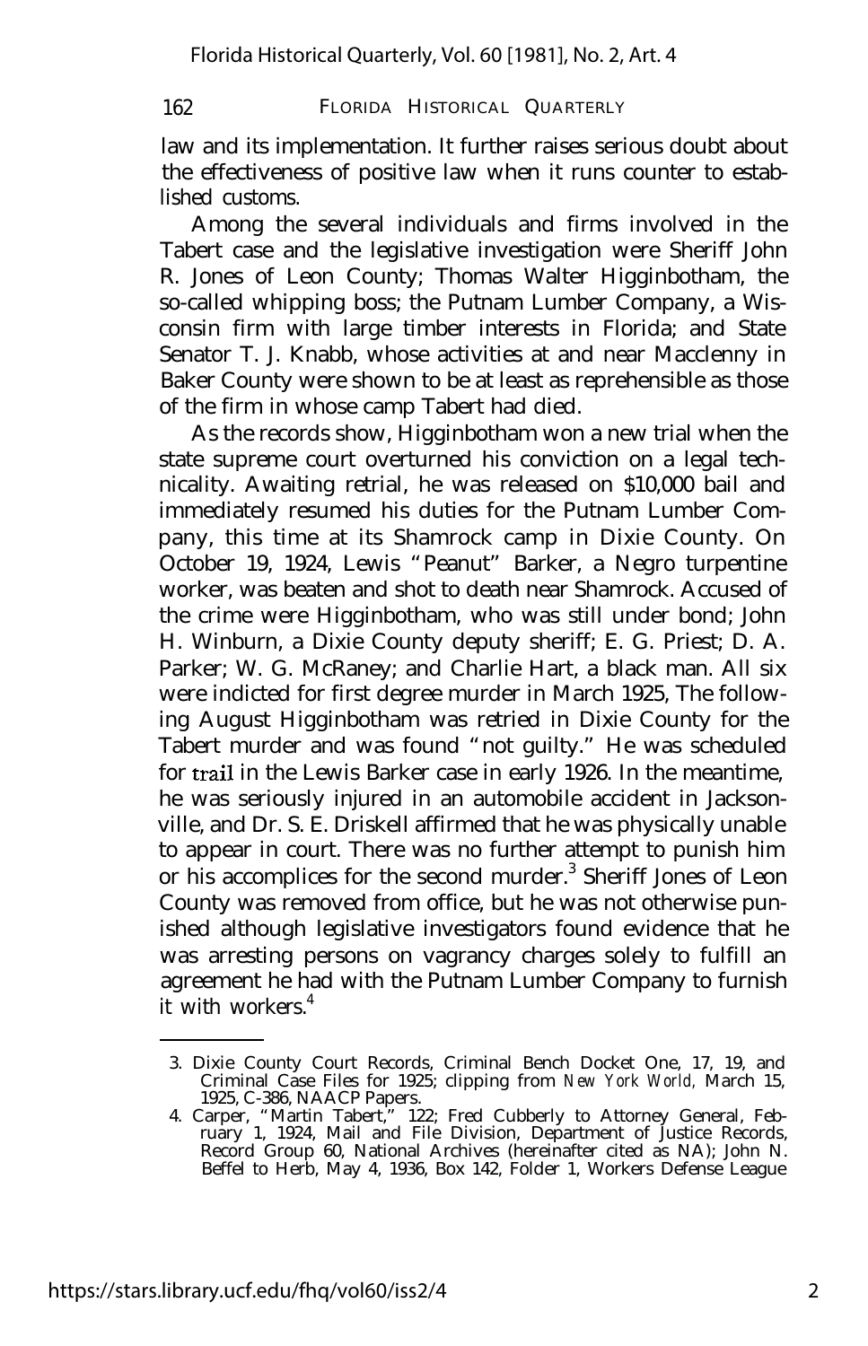law and its implementation. It further raises serious doubt about the effectiveness of positive law when it runs counter to established customs.

Among the several individuals and firms involved in the Tabert case and the legislative investigation were Sheriff John R. Jones of Leon County; Thomas Walter Higginbotham, the so-called whipping boss; the Putnam Lumber Company, a Wisconsin firm with large timber interests in Florida; and State Senator T. J. Knabb, whose activities at and near Macclenny in Baker County were shown to be at least as reprehensible as those of the firm in whose camp Tabert had died.

As the records show, Higginbotham won a new trial when the state supreme court overturned his conviction on a legal technicality. Awaiting retrial, he was released on $10,000 bail and immediately resumed his duties for the Putnam Lumber Company, this time at its Shamrock camp in Dixie County. On October 19, 1924, Lewis "Peanut" Barker, a Negro turpentine worker, was beaten and shot to death near Shamrock. Accused of the crime were Higginbotham, who was still under bond; John H. Winburn, a Dixie County deputy sheriff; E. G. Priest; D. A. Parker; W. G. McRaney; and Charlie Hart, a black man. All six were indicted for first degree murder in March 1925, The following August Higginbotham was retried in Dixie County for the Tabert murder and was found "not guilty." He was scheduled for trail in the Lewis Barker case in early 1926. In the meantime, he was seriously injured in an automobile accident in Jacksonville, and Dr. S. E. Driskell affirmed that he was physically unable to appear in court. There was no further attempt to punish him or his accomplices for the second murder.[3] Sheriff Jones of Leon County was removed from office, but he was not otherwise punished although legislative investigators found evidence that he was arresting persons on vagrancy charges solely to fulfill an agreement he had with the Putnam Lumber Company to furnish it with workers.[4]

---

3. Dixie County Court Records, Criminal Bench Docket One, 17, 19, and Criminal Case Files for 1925; clipping from *New York World*, March 15, 1925, C-386, NAACP Papers.
4. Carper, "Martin Tabert," 122; Fred Cubberly to Attorney General, February 1, 1924, Mail and File Division, Department of Justice Records, Record Group 60, National Archives (hereinafter cited as NA); John N. Beffel to Herb, May 4, 1936, Box 142, Folder 1, Workers Defense League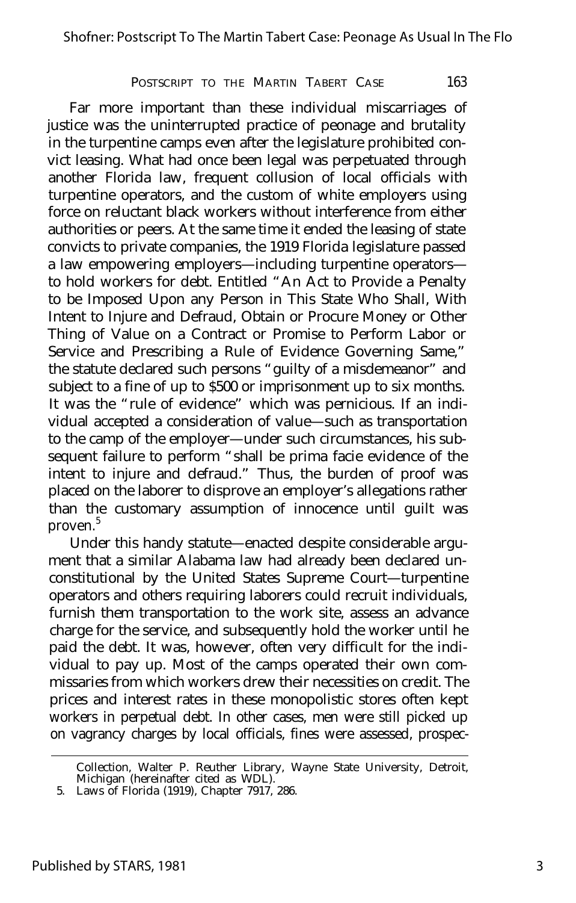Far more important than these individual miscarriages of justice was the uninterrupted practice of peonage and brutality in the turpentine camps even after the legislature prohibited convict leasing. What had once been legal was perpetuated through another Florida law, frequent collusion of local officials with turpentine operators, and the custom of white employers using force on reluctant black workers without interference from either authorities or peers. At the same time it ended the leasing of state convicts to private companies, the 1919 Florida legislature passed a law empowering employers—including turpentine operators—to hold workers for debt. Entitled "An Act to Provide a Penalty to be Imposed Upon any Person in This State Who Shall, With Intent to Injure and Defraud, Obtain or Procure Money or Other Thing of Value on a Contract or Promise to Perform Labor or Service and Prescribing a Rule of Evidence Governing Same," the statute declared such persons "guilty of a misdemeanor" and subject to a fine of up to $500 or imprisonment up to six months. It was the "rule of evidence" which was pernicious. If an individual accepted a consideration of value—such as transportation to the camp of the employer—under such circumstances, his subsequent failure to perform "shall be prima facie evidence of the intent to injure and defraud." Thus, the burden of proof was placed on the laborer to disprove an employer's allegations rather than the customary assumption of innocence until guilt was proven.[5]

Under this handy statute—enacted despite considerable argument that a similar Alabama law had already been declared unconstitutional by the United States Supreme Court—turpentine operators and others requiring laborers could recruit individuals, furnish them transportation to the work site, assess an advance charge for the service, and subsequently hold the worker until he paid the debt. It was, however, often very difficult for the individual to pay up. Most of the camps operated their own commissaries from which workers drew their necessities on credit. The prices and interest rates in these monopolistic stores often kept workers in perpetual debt. In other cases, men were still picked up on vagrancy charges by local officials, fines were assessed, prospec-

Collection, Walter P. Reuther Library, Wayne State University, Detroit, Michigan (hereinafter cited as WDL).

5. Laws of Florida (1919), Chapter 7917, 286.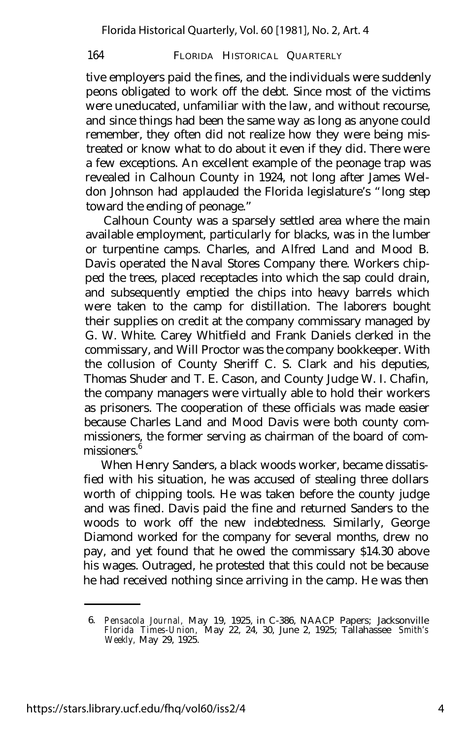tive employers paid the fines, and the individuals were suddenly peons obligated to work off the debt. Since most of the victims were uneducated, unfamiliar with the law, and without recourse, and since things had been the same way as long as anyone could remember, they often did not realize how they were being mistreated or know what to do about it even if they did. There were a few exceptions. An excellent example of the peonage trap was revealed in Calhoun County in 1924, not long after James Weldon Johnson had applauded the Florida legislature's "long step toward the ending of peonage."

Calhoun County was a sparsely settled area where the main available employment, particularly for blacks, was in the lumber or turpentine camps. Charles, and Alfred Land and Mood B. Davis operated the Naval Stores Company there. Workers chipped the trees, placed receptacles into which the sap could drain, and subsequently emptied the chips into heavy barrels which were taken to the camp for distillation. The laborers bought their supplies on credit at the company commissary managed by G. W. White. Carey Whitfield and Frank Daniels clerked in the commissary, and Will Proctor was the company bookkeeper. With the collusion of County Sheriff C. S. Clark and his deputies, Thomas Shuder and T. E. Cason, and County Judge W. I. Chafin, the company managers were virtually able to hold their workers as prisoners. The cooperation of these officials was made easier because Charles Land and Mood Davis were both county commissioners, the former serving as chairman of the board of commissioners.[6]

When Henry Sanders, a black woods worker, became dissatisfied with his situation, he was accused of stealing three dollars worth of chipping tools. He was taken before the county judge and was fined. Davis paid the fine and returned Sanders to the woods to work off the new indebtedness. Similarly, George Diamond worked for the company for several months, drew no pay, and yet found that he owed the commissary $14.30 above his wages. Outraged, he protested that this could not be because he had received nothing since arriving in the camp. He was then

---

6. *Pensacola Journal,* May 19, 1925, in C-386, NAACP Papers; Jacksonville *Florida Times-Union,* May 22, 24, 30, June 2, 1925; Tallahassee *Smith's Weekly,* May 29, 1925.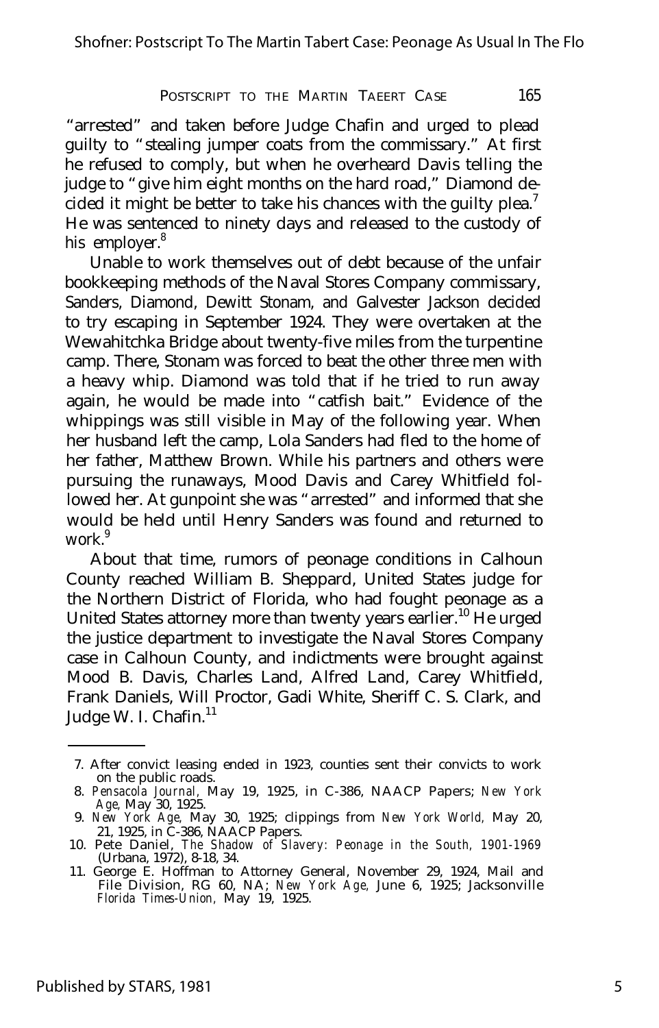"arrested" and taken before Judge Chafin and urged to plead guilty to "stealing jumper coats from the commissary." At first he refused to comply, but when he overheard Davis telling the judge to "give him eight months on the hard road," Diamond decided it might be better to take his chances with the guilty plea.[7] He was sentenced to ninety days and released to the custody of his employer.[8]

Unable to work themselves out of debt because of the unfair bookkeeping methods of the Naval Stores Company commissary, Sanders, Diamond, Dewitt Stonam, and Galvester Jackson decided to try escaping in September 1924. They were overtaken at the Wewahitchka Bridge about twenty-five miles from the turpentine camp. There, Stonam was forced to beat the other three men with a heavy whip. Diamond was told that if he tried to run away again, he would be made into "catfish bait." Evidence of the whippings was still visible in May of the following year. When her husband left the camp, Lola Sanders had fled to the home of her father, Matthew Brown. While his partners and others were pursuing the runaways, Mood Davis and Carey Whitfield followed her. At gunpoint she was "arrested" and informed that she would be held until Henry Sanders was found and returned to work.[9]

About that time, rumors of peonage conditions in Calhoun County reached William B. Sheppard, United States judge for the Northern District of Florida, who had fought peonage as a United States attorney more than twenty years earlier.[10] He urged the justice department to investigate the Naval Stores Company case in Calhoun County, and indictments were brought against Mood B. Davis, Charles Land, Alfred Land, Carey Whitfield, Frank Daniels, Will Proctor, Gadi White, Sheriff C. S. Clark, and Judge W. I. Chafin.[11]

---

7. After convict leasing ended in 1923, counties sent their convicts to work on the public roads.
8. *Pensacola Journal,* May 19, 1925, in C-386, NAACP Papers; *New York Age,* May 30, 1925.
9. *New York Age,* May 30, 1925; clippings from *New York World,* May 20, 21, 1925, in C-386, NAACP Papers.
10. Pete Daniel, *The Shadow of Slavery: Peonage in the South, 1901-1969* (Urbana, 1972), 8-18, 34.
11. George E. Hoffman to Attorney General, November 29, 1924, Mail and File Division, RG 60, NA; *New York Age,* June 6, 1925; Jacksonville *Florida Times-Union,* May 19, 1925.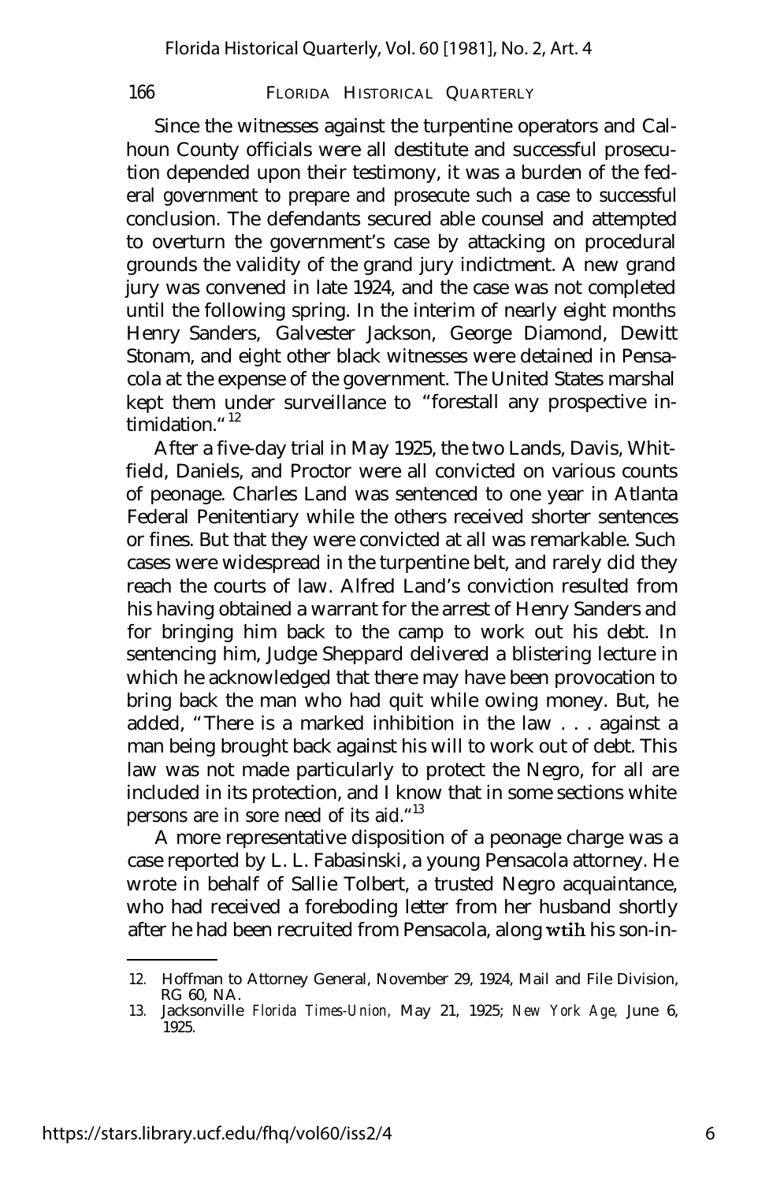Since the witnesses against the turpentine operators and Calhoun County officials were all destitute and successful prosecution depended upon their testimony, it was a burden of the federal government to prepare and prosecute such a case to successful conclusion. The defendants secured able counsel and attempted to overturn the government's case by attacking on procedural grounds the validity of the grand jury indictment. A new grand jury was convened in late 1924, and the case was not completed until the following spring. In the interim of nearly eight months Henry Sanders, Galvester Jackson, George Diamond, Dewitt Stonam, and eight other black witnesses were detained in Pensacola at the expense of the government. The United States marshal kept them under surveillance to "forestall any prospective intimidation."[12]

After a five-day trial in May 1925, the two Lands, Davis, Whitfield, Daniels, and Proctor were all convicted on various counts of peonage. Charles Land was sentenced to one year in Atlanta Federal Penitentiary while the others received shorter sentences or fines. But that they were convicted at all was remarkable. Such cases were widespread in the turpentine belt, and rarely did they reach the courts of law. Alfred Land's conviction resulted from his having obtained a warrant for the arrest of Henry Sanders and for bringing him back to the camp to work out his debt. In sentencing him, Judge Sheppard delivered a blistering lecture in which he acknowledged that there may have been provocation to bring back the man who had quit while owing money. But, he added, "There is a marked inhibition in the law . . . against a man being brought back against his will to work out of debt. This law was not made particularly to protect the Negro, for all are included in its protection, and I know that in some sections white persons are in sore need of its aid."[13]

A more representative disposition of a peonage charge was a case reported by L. L. Fabasinski, a young Pensacola attorney. He wrote in behalf of Sallie Tolbert, a trusted Negro acquaintance, who had received a foreboding letter from her husband shortly after he had been recruited from Pensacola, along wtih his son-in-

---

12. Hoffman to Attorney General, November 29, 1924, Mail and File Division, RG 60, NA.
13. Jacksonville *Florida Times-Union,* May 21, 1925; *New York Age,* June 6, 1925.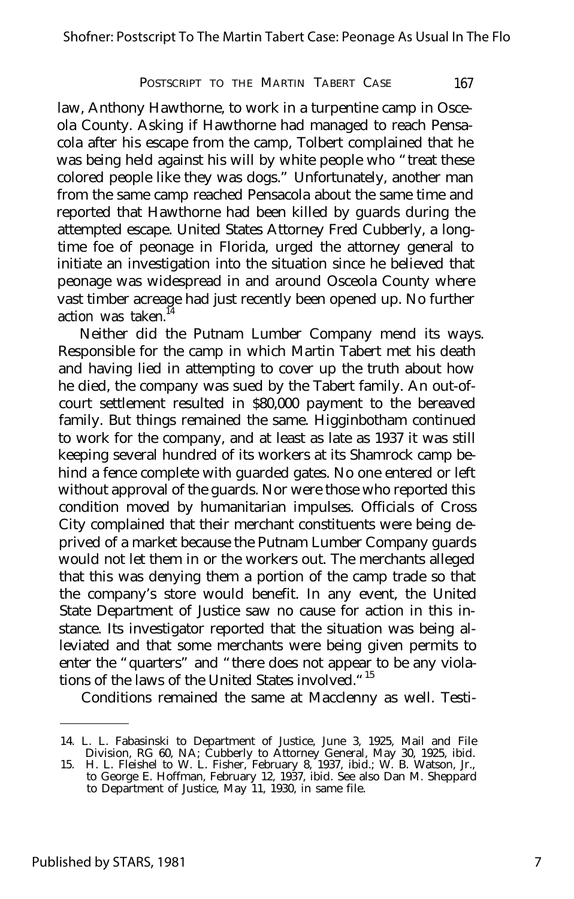law, Anthony Hawthorne, to work in a turpentine camp in Osceola County. Asking if Hawthorne had managed to reach Pensacola after his escape from the camp, Tolbert complained that he was being held against his will by white people who "treat these colored people like they was dogs." Unfortunately, another man from the same camp reached Pensacola about the same time and reported that Hawthorne had been killed by guards during the attempted escape. United States Attorney Fred Cubberly, a longtime foe of peonage in Florida, urged the attorney general to initiate an investigation into the situation since he believed that peonage was widespread in and around Osceola County where vast timber acreage had just recently been opened up. No further action was taken.[14]

Neither did the Putnam Lumber Company mend its ways. Responsible for the camp in which Martin Tabert met his death and having lied in attempting to cover up the truth about how he died, the company was sued by the Tabert family. An out-of-court settlement resulted in $80,000 payment to the bereaved family. But things remained the same. Higginbotham continued to work for the company, and at least as late as 1937 it was still keeping several hundred of its workers at its Shamrock camp behind a fence complete with guarded gates. No one entered or left without approval of the guards. Nor were those who reported this condition moved by humanitarian impulses. Officials of Cross City complained that their merchant constituents were being deprived of a market because the Putnam Lumber Company guards would not let them in or the workers out. The merchants alleged that this was denying them a portion of the camp trade so that the company's store would benefit. In any event, the United State Department of Justice saw no cause for action in this instance. Its investigator reported that the situation was being alleviated and that some merchants were being given permits to enter the "quarters" and "there does not appear to be any violations of the laws of the United States involved."[15]

Conditions remained the same at Macclenny as well. Testi-

---

14. L. L. Fabasinski to Department of Justice, June 3, 1925, Mail and File Division, RG 60, NA; Cubberly to Attorney General, May 30, 1925, ibid.
15. H. L. Fleishel to W. L. Fisher, February 8, 1937, ibid.; W. B. Watson, Jr., to George E. Hoffman, February 12, 1937, ibid. See also Dan M. Sheppard to Department of Justice, May 11, 1930, in same file.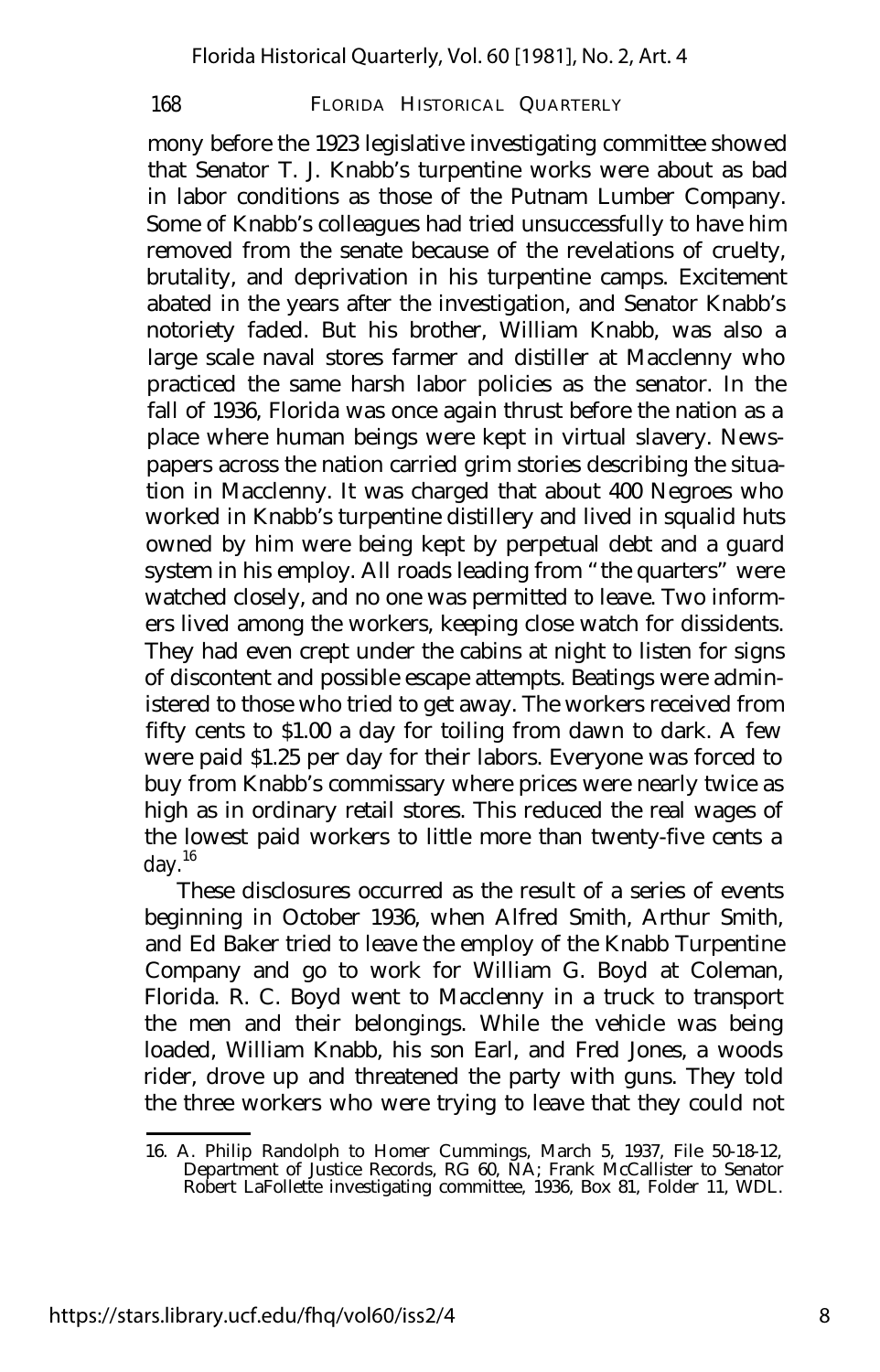mony before the 1923 legislative investigating committee showed that Senator T. J. Knabb's turpentine works were about as bad in labor conditions as those of the Putnam Lumber Company. Some of Knabb's colleagues had tried unsuccessfully to have him removed from the senate because of the revelations of cruelty, brutality, and deprivation in his turpentine camps. Excitement abated in the years after the investigation, and Senator Knabb's notoriety faded. But his brother, William Knabb, was also a large scale naval stores farmer and distiller at Macclenny who practiced the same harsh labor policies as the senator. In the fall of 1936, Florida was once again thrust before the nation as a place where human beings were kept in virtual slavery. Newspapers across the nation carried grim stories describing the situation in Macclenny. It was charged that about 400 Negroes who worked in Knabb's turpentine distillery and lived in squalid huts owned by him were being kept by perpetual debt and a guard system in his employ. All roads leading from "the quarters" were watched closely, and no one was permitted to leave. Two informers lived among the workers, keeping close watch for dissidents. They had even crept under the cabins at night to listen for signs of discontent and possible escape attempts. Beatings were administered to those who tried to get away. The workers received from fifty cents to $1.00 a day for toiling from dawn to dark. A few were paid $1.25 per day for their labors. Everyone was forced to buy from Knabb's commissary where prices were nearly twice as high as in ordinary retail stores. This reduced the real wages of the lowest paid workers to little more than twenty-five cents a day.[16]

These disclosures occurred as the result of a series of events beginning in October 1936, when Alfred Smith, Arthur Smith, and Ed Baker tried to leave the employ of the Knabb Turpentine Company and go to work for William G. Boyd at Coleman, Florida. R. C. Boyd went to Macclenny in a truck to transport the men and their belongings. While the vehicle was being loaded, William Knabb, his son Earl, and Fred Jones, a woods rider, drove up and threatened the party with guns. They told the three workers who were trying to leave that they could not

---

16. A. Philip Randolph to Homer Cummings, March 5, 1937, File 50-18-12, Department of Justice Records, RG 60, NA; Frank McCallister to Senator Robert LaFollette investigating committee, 1936, Box 81, Folder 11, WDL.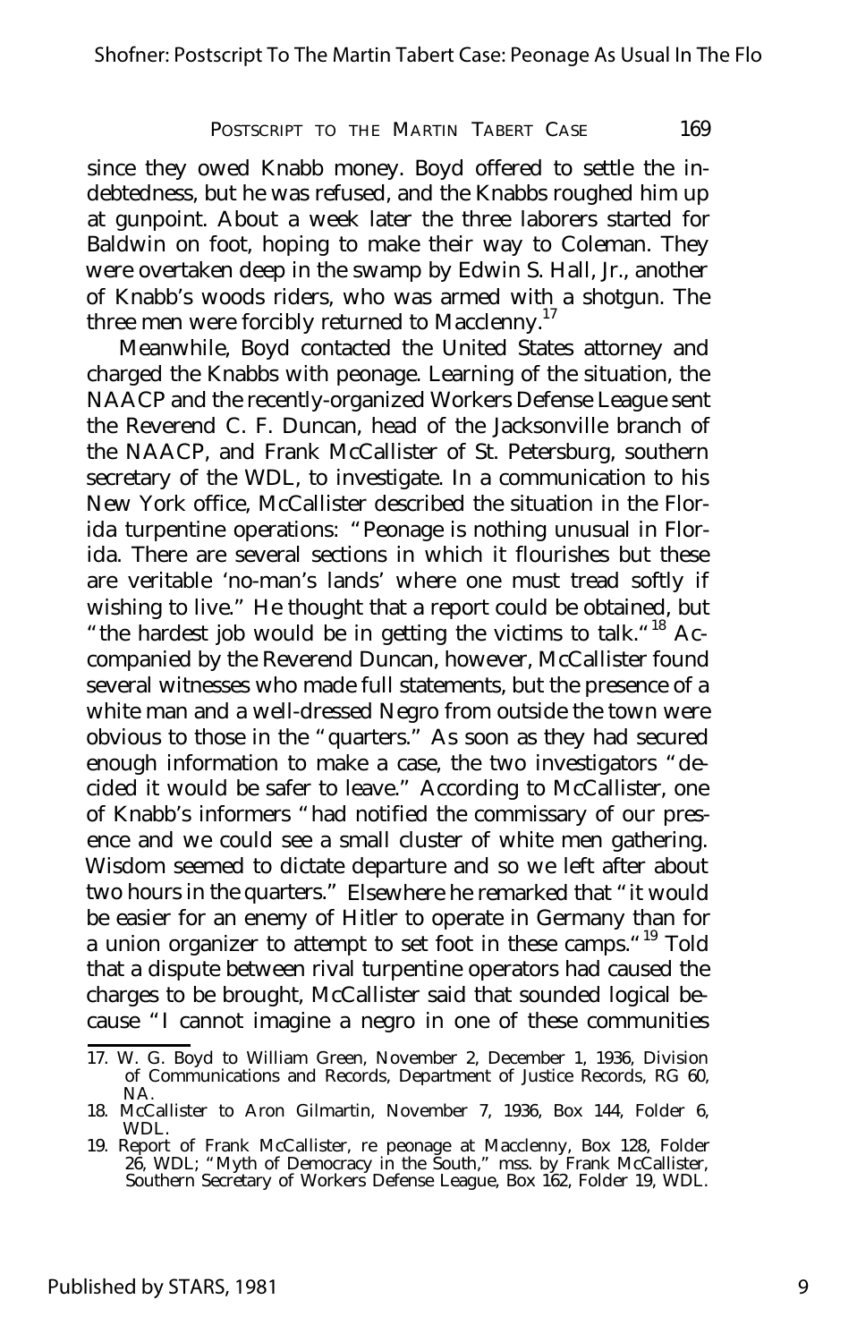since they owed Knabb money. Boyd offered to settle the indebtedness, but he was refused, and the Knabbs roughed him up at gunpoint. About a week later the three laborers started for Baldwin on foot, hoping to make their way to Coleman. They were overtaken deep in the swamp by Edwin S. Hall, Jr., another of Knabb's woods riders, who was armed with a shotgun. The three men were forcibly returned to Macclenny.[17]

Meanwhile, Boyd contacted the United States attorney and charged the Knabbs with peonage. Learning of the situation, the NAACP and the recently-organized Workers Defense League sent the Reverend C. F. Duncan, head of the Jacksonville branch of the NAACP, and Frank McCallister of St. Petersburg, southern secretary of the WDL, to investigate. In a communication to his New York office, McCallister described the situation in the Florida turpentine operations: "Peonage is nothing unusual in Florida. There are several sections in which it flourishes but these are veritable 'no-man's lands' where one must tread softly if wishing to live." He thought that a report could be obtained, but "the hardest job would be in getting the victims to talk."[18] Accompanied by the Reverend Duncan, however, McCallister found several witnesses who made full statements, but the presence of a white man and a well-dressed Negro from outside the town were obvious to those in the "quarters." As soon as they had secured enough information to make a case, the two investigators "decided it would be safer to leave." According to McCallister, one of Knabb's informers "had notified the commissary of our presence and we could see a small cluster of white men gathering. Wisdom seemed to dictate departure and so we left after about two hours in the quarters." Elsewhere he remarked that "it would be easier for an enemy of Hitler to operate in Germany than for a union organizer to attempt to set foot in these camps."[19] Told that a dispute between rival turpentine operators had caused the charges to be brought, McCallister said that sounded logical because "I cannot imagine a negro in one of these communities

17. W. G. Boyd to William Green, November 2, December 1, 1936, Division of Communications and Records, Department of Justice Records, RG 60, NA.
18. McCallister to Aron Gilmartin, November 7, 1936, Box 144, Folder 6, WDL.
19. Report of Frank McCallister, re peonage at Macclenny, Box 128, Folder 26, WDL; "Myth of Democracy in the South," mss. by Frank McCallister, Southern Secretary of Workers Defense League, Box 162, Folder 19, WDL.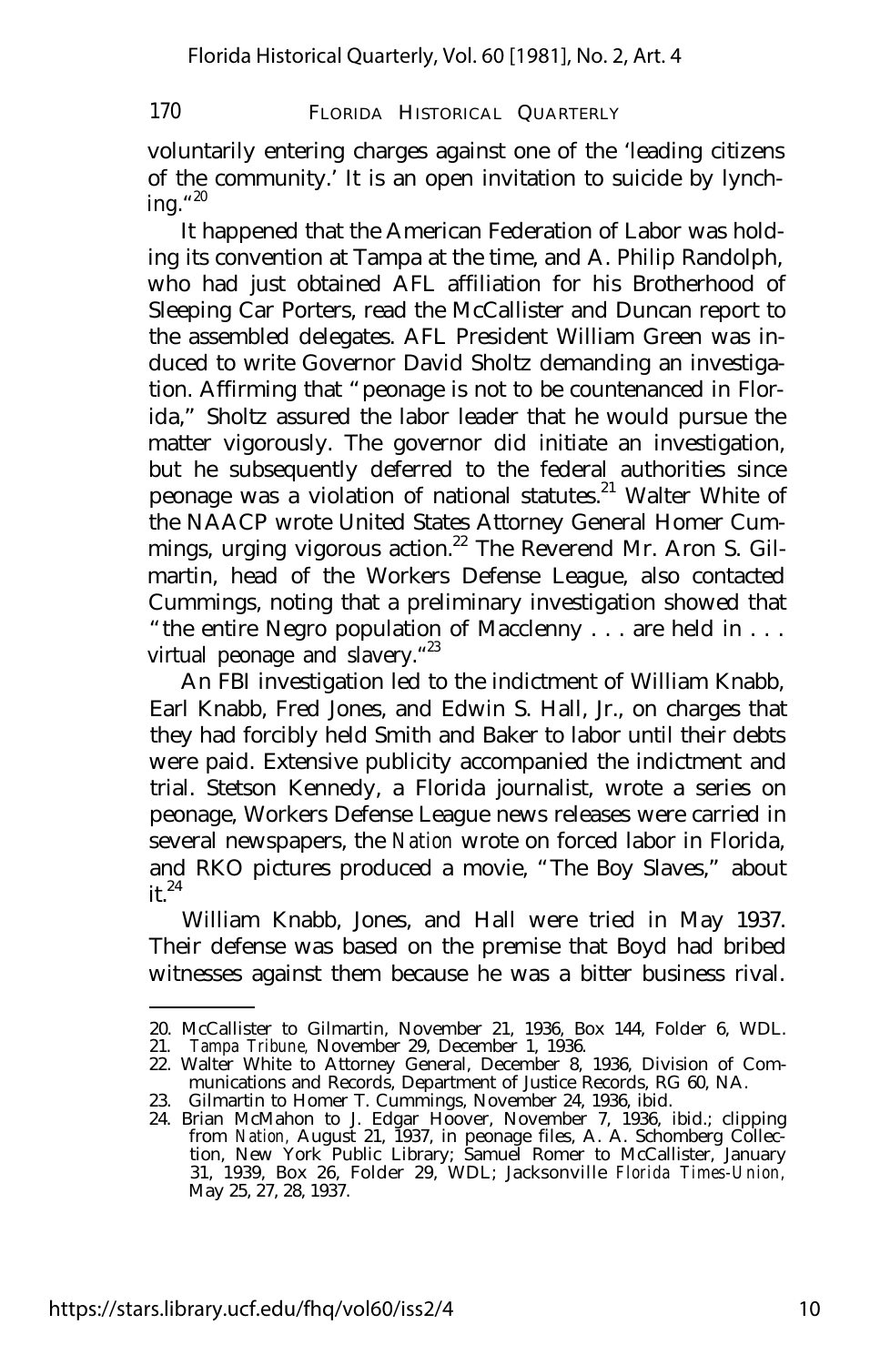voluntarily entering charges against one of the 'leading citizens of the community.' It is an open invitation to suicide by lynching."[20]

It happened that the American Federation of Labor was holding its convention at Tampa at the time, and A. Philip Randolph, who had just obtained AFL affiliation for his Brotherhood of Sleeping Car Porters, read the McCallister and Duncan report to the assembled delegates. AFL President William Green was induced to write Governor David Sholtz demanding an investigation. Affirming that "peonage is not to be countenanced in Florida," Sholtz assured the labor leader that he would pursue the matter vigorously. The governor did initiate an investigation, but he subsequently deferred to the federal authorities since peonage was a violation of national statutes.[21] Walter White of the NAACP wrote United States Attorney General Homer Cummings, urging vigorous action.[22] The Reverend Mr. Aron S. Gilmartin, head of the Workers Defense League, also contacted Cummings, noting that a preliminary investigation showed that "the entire Negro population of Macclenny . . . are held in . . . virtual peonage and slavery."[23]

An FBI investigation led to the indictment of William Knabb, Earl Knabb, Fred Jones, and Edwin S. Hall, Jr., on charges that they had forcibly held Smith and Baker to labor until their debts were paid. Extensive publicity accompanied the indictment and trial. Stetson Kennedy, a Florida journalist, wrote a series on peonage, Workers Defense League news releases were carried in several newspapers, the *Nation* wrote on forced labor in Florida, and RKO pictures produced a movie, "The Boy Slaves," about it.[24]

William Knabb, Jones, and Hall were tried in May 1937. Their defense was based on the premise that Boyd had bribed witnesses against them because he was a bitter business rival.

---

20. McCallister to Gilmartin, November 21, 1936, Box 144, Folder 6, WDL.
21. *Tampa Tribune*, November 29, December 1, 1936.
22. Walter White to Attorney General, December 8, 1936, Division of Communications and Records, Department of Justice Records, RG 60, NA.
23. Gilmartin to Homer T. Cummings, November 24, 1936, ibid.
24. Brian McMahon to J. Edgar Hoover, November 7, 1936, ibid.; clipping from *Nation*, August 21, 1937, in peonage files, A. A. Schomberg Collection, New York Public Library; Samuel Romer to McCallister, January 31, 1939, Box 26, Folder 29, WDL; Jacksonville *Florida Times-Union*, May 25, 27, 28, 1937.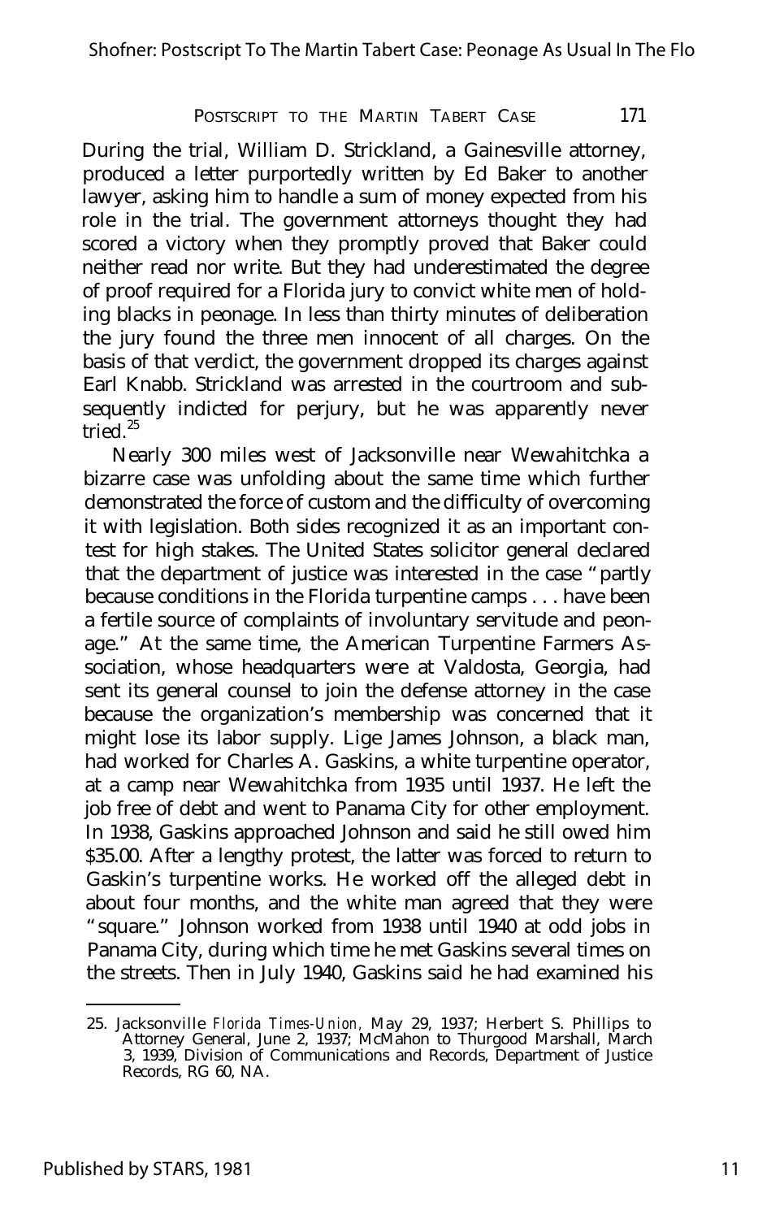During the trial, William D. Strickland, a Gainesville attorney, produced a letter purportedly written by Ed Baker to another lawyer, asking him to handle a sum of money expected from his role in the trial. The government attorneys thought they had scored a victory when they promptly proved that Baker could neither read nor write. But they had underestimated the degree of proof required for a Florida jury to convict white men of holding blacks in peonage. In less than thirty minutes of deliberation the jury found the three men innocent of all charges. On the basis of that verdict, the government dropped its charges against Earl Knabb. Strickland was arrested in the courtroom and subsequently indicted for perjury, but he was apparently never tried.[25]

Nearly 300 miles west of Jacksonville near Wewahitchka a bizarre case was unfolding about the same time which further demonstrated the force of custom and the difficulty of overcoming it with legislation. Both sides recognized it as an important contest for high stakes. The United States solicitor general declared that the department of justice was interested in the case "partly because conditions in the Florida turpentine camps . . . have been a fertile source of complaints of involuntary servitude and peonage." At the same time, the American Turpentine Farmers Association, whose headquarters were at Valdosta, Georgia, had sent its general counsel to join the defense attorney in the case because the organization's membership was concerned that it might lose its labor supply. Lige James Johnson, a black man, had worked for Charles A. Gaskins, a white turpentine operator, at a camp near Wewahitchka from 1935 until 1937. He left the job free of debt and went to Panama City for other employment. In 1938, Gaskins approached Johnson and said he still owed him $35.00. After a lengthy protest, the latter was forced to return to Gaskin's turpentine works. He worked off the alleged debt in about four months, and the white man agreed that they were "square." Johnson worked from 1938 until 1940 at odd jobs in Panama City, during which time he met Gaskins several times on the streets. Then in July 1940, Gaskins said he had examined his

25. Jacksonville *Florida Times-Union*, May 29, 1937; Herbert S. Phillips to Attorney General, June 2, 1937; McMahon to Thurgood Marshall, March 3, 1939, Division of Communications and Records, Department of Justice Records, RG 60, NA.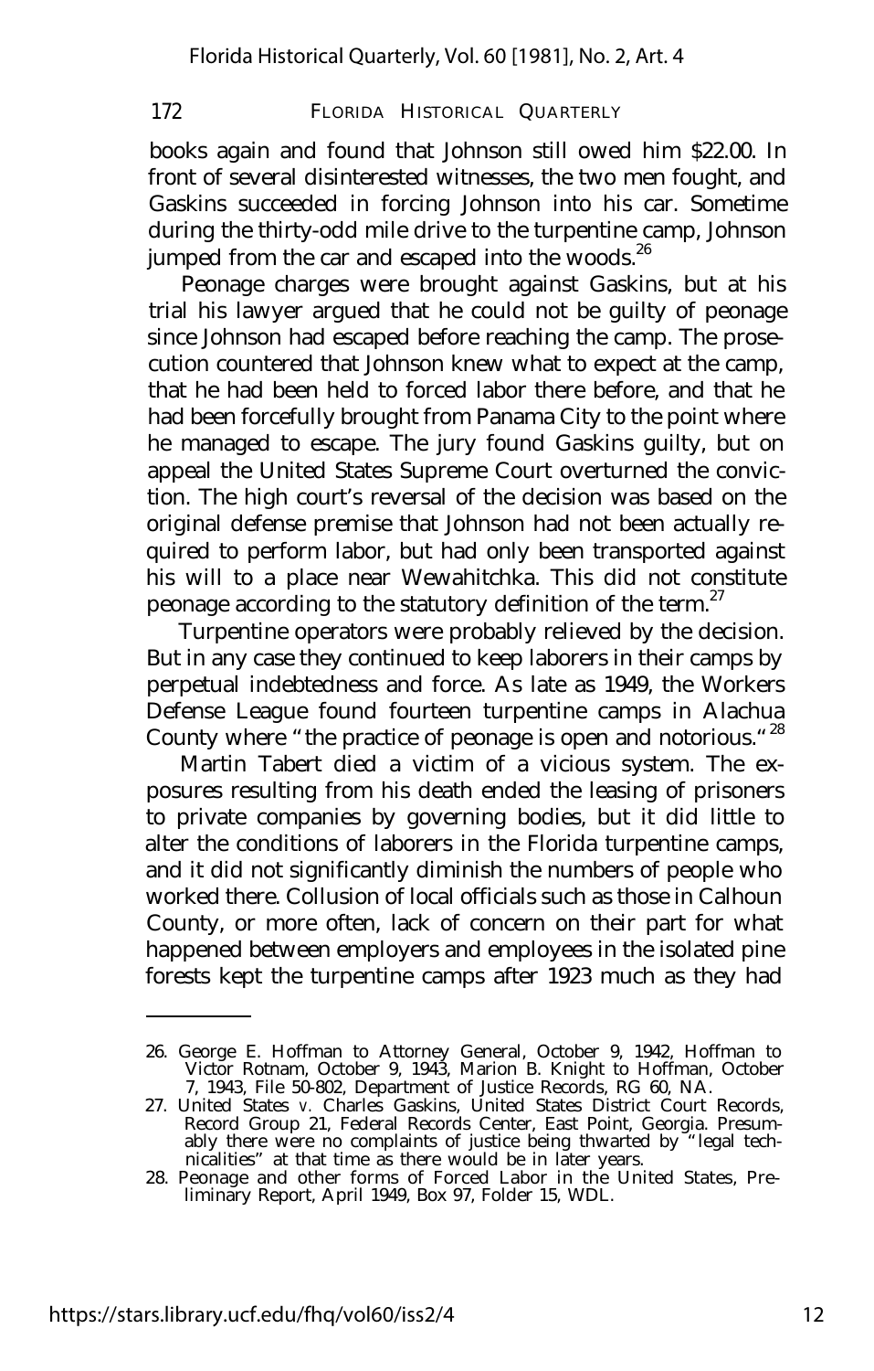books again and found that Johnson still owed him $22.00. In front of several disinterested witnesses, the two men fought, and Gaskins succeeded in forcing Johnson into his car. Sometime during the thirty-odd mile drive to the turpentine camp, Johnson jumped from the car and escaped into the woods.[26]

Peonage charges were brought against Gaskins, but at his trial his lawyer argued that he could not be guilty of peonage since Johnson had escaped before reaching the camp. The prosecution countered that Johnson knew what to expect at the camp, that he had been held to forced labor there before, and that he had been forcefully brought from Panama City to the point where he managed to escape. The jury found Gaskins guilty, but on appeal the United States Supreme Court overturned the conviction. The high court's reversal of the decision was based on the original defense premise that Johnson had not been actually required to perform labor, but had only been transported against his will to a place near Wewahitchka. This did not constitute peonage according to the statutory definition of the term.[27]

Turpentine operators were probably relieved by the decision. But in any case they continued to keep laborers in their camps by perpetual indebtedness and force. As late as 1949, the Workers Defense League found fourteen turpentine camps in Alachua County where "the practice of peonage is open and notorious."[28]

Martin Tabert died a victim of a vicious system. The exposures resulting from his death ended the leasing of prisoners to private companies by governing bodies, but it did little to alter the conditions of laborers in the Florida turpentine camps, and it did not significantly diminish the numbers of people who worked there. Collusion of local officials such as those in Calhoun County, or more often, lack of concern on their part for what happened between employers and employees in the isolated pine forests kept the turpentine camps after 1923 much as they had

---

26. George E. Hoffman to Attorney General, October 9, 1942, Hoffman to Victor Rotnam, October 9, 1943, Marion B. Knight to Hoffman, October 7, 1943, File 50-802, Department of Justice Records, RG 60, NA.
27. United States *v.* Charles Gaskins, United States District Court Records, Record Group 21, Federal Records Center, East Point, Georgia. Presumably there were no complaints of justice being thwarted by "legal technicalities" at that time as there would be in later years.
28. Peonage and other forms of Forced Labor in the United States, Preliminary Report, April 1949, Box 97, Folder 15, WDL.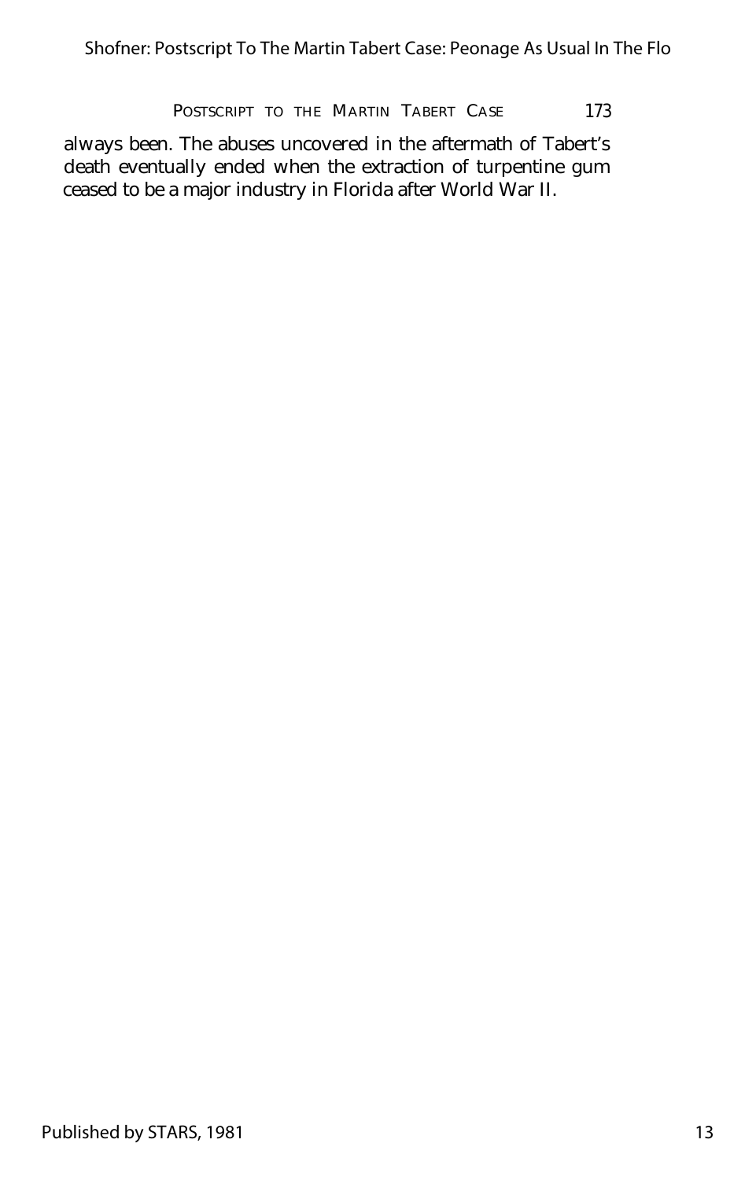always been. The abuses uncovered in the aftermath of Tabert's death eventually ended when the extraction of turpentine gum ceased to be a major industry in Florida after World War II.